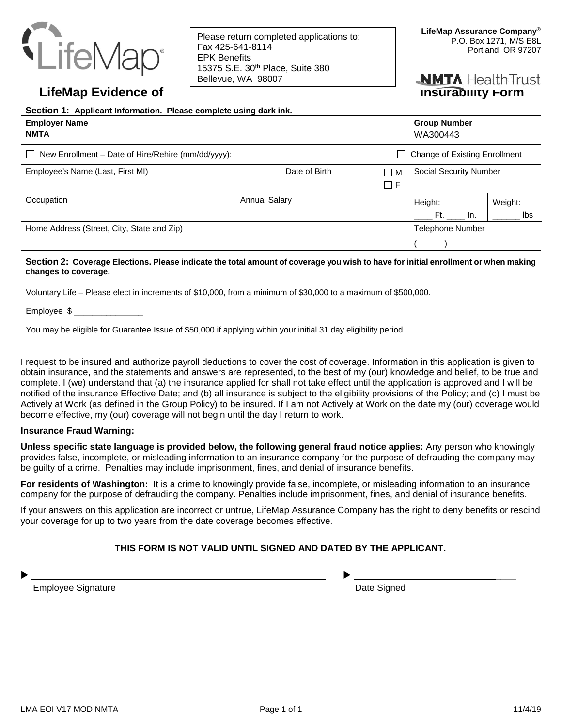LifeMap

Please return completed applications to:
Fax 425-641-8114
EPK Benefits
15375 S.E. 30th Place, Suite 380
Bellevue, WA 98007

**LifeMap Assurance Company®**
P.O. Box 1271, M/S E8L
Portland, OR 97207

NMTA HealthTrust

# LifeMap Evidence of Insurability Form

**Section 1: Applicant Information. Please complete using dark ink.**

| **Employer Name** NMTA | | | | **Group Number** WA300443 | |
|---|---|---|---|---|---|
| ☐ New Enrollment – Date of Hire/Rehire (mm/dd/yyyy): | | | | ☐ Change of Existing Enrollment | |
| Employee's Name (Last, First MI) | | Date of Birth | ☐ M ☐ F | Social Security Number | |
| Occupation | Annual Salary | | | Height: ____ Ft. ____ In. | Weight: ______ lbs |
| Home Address (Street, City, State and Zip) | | | | Telephone Number ( ) | |

**Section 2: Coverage Elections. Please indicate the total amount of coverage you wish to have for initial enrollment or when making changes to coverage.**

Voluntary Life – Please elect in increments of $10,000, from a minimum of $30,000 to a maximum of $500,000.

Employee $ _______________

You may be eligible for Guarantee Issue of $50,000 if applying within your initial 31 day eligibility period.

I request to be insured and authorize payroll deductions to cover the cost of coverage. Information in this application is given to obtain insurance, and the statements and answers are represented, to the best of my (our) knowledge and belief, to be true and complete. I (we) understand that (a) the insurance applied for shall not take effect until the application is approved and I will be notified of the insurance Effective Date; and (b) all insurance is subject to the eligibility provisions of the Policy; and (c) I must be Actively at Work (as defined in the Group Policy) to be insured. If I am not Actively at Work on the date my (our) coverage would become effective, my (our) coverage will not begin until the day I return to work.

**Insurance Fraud Warning:**

**Unless specific state language is provided below, the following general fraud notice applies:** Any person who knowingly provides false, incomplete, or misleading information to an insurance company for the purpose of defrauding the company may be guilty of a crime. Penalties may include imprisonment, fines, and denial of insurance benefits.

**For residents of Washington:** It is a crime to knowingly provide false, incomplete, or misleading information to an insurance company for the purpose of defrauding the company. Penalties include imprisonment, fines, and denial of insurance benefits.

If your answers on this application are incorrect or untrue, LifeMap Assurance Company has the right to deny benefits or rescind your coverage for up to two years from the date coverage becomes effective.

**THIS FORM IS NOT VALID UNTIL SIGNED AND DATED BY THE APPLICANT.**

▶ ________________________________________ Employee Signature

▶ ______________________ Date Signed

LMA EOI V17 MOD NMTA 11/4/19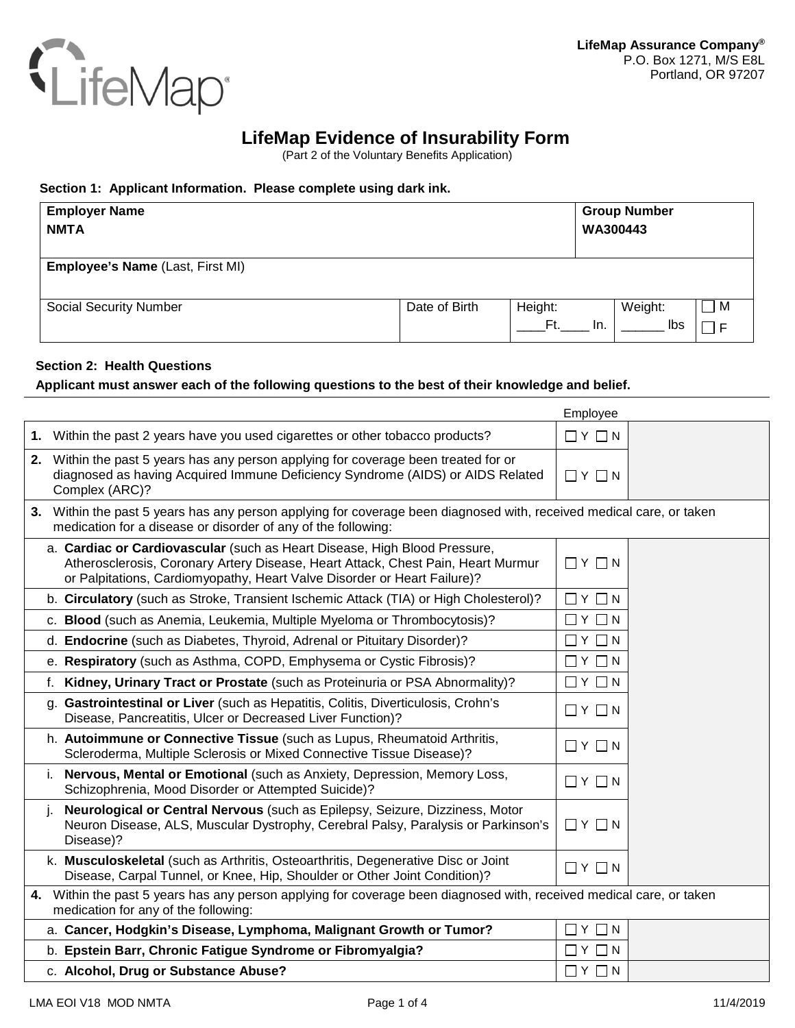LifeMap Assurance Company®
P.O. Box 1271, M/S E8L
Portland, OR 97207

# LifeMap Evidence of Insurability Form

(Part 2 of the Voluntary Benefits Application)

### Section 1: Applicant Information. Please complete using dark ink.

| **Employer Name** | | | | |
|---|---|---|---|---|
| **NMTA** | | | **Group Number** **WA300443** | |
| **Employee's Name** (Last, First MI) | | | | |
| Social Security Number | Date of Birth | Height: \_\_\_\_Ft.\_\_\_\_ In. | Weight: \_\_\_\_\_\_ lbs | ☐ M ☐ F |

### Section 2: Health Questions

**Applicant must answer each of the following questions to the best of their knowledge and belief.**

| | Employee |
|---|---|
| **1.** Within the past 2 years have you used cigarettes or other tobacco products? | ☐ Y ☐ N |
| **2.** Within the past 5 years has any person applying for coverage been treated for or diagnosed as having Acquired Immune Deficiency Syndrome (AIDS) or AIDS Related Complex (ARC)? | ☐ Y ☐ N |
| **3.** Within the past 5 years has any person applying for coverage been diagnosed with, received medical care, or taken medication for a disease or disorder of any of the following: | |
| a. **Cardiac or Cardiovascular** (such as Heart Disease, High Blood Pressure, Atherosclerosis, Coronary Artery Disease, Heart Attack, Chest Pain, Heart Murmur or Palpitations, Cardiomyopathy, Heart Valve Disorder or Heart Failure)? | ☐ Y ☐ N |
| b. **Circulatory** (such as Stroke, Transient Ischemic Attack (TIA) or High Cholesterol)? | ☐ Y ☐ N |
| c. **Blood** (such as Anemia, Leukemia, Multiple Myeloma or Thrombocytosis)? | ☐ Y ☐ N |
| d. **Endocrine** (such as Diabetes, Thyroid, Adrenal or Pituitary Disorder)? | ☐ Y ☐ N |
| e. **Respiratory** (such as Asthma, COPD, Emphysema or Cystic Fibrosis)? | ☐ Y ☐ N |
| f. **Kidney, Urinary Tract or Prostate** (such as Proteinuria or PSA Abnormality)? | ☐ Y ☐ N |
| g. **Gastrointestinal or Liver** (such as Hepatitis, Colitis, Diverticulosis, Crohn's Disease, Pancreatitis, Ulcer or Decreased Liver Function)? | ☐ Y ☐ N |
| h. **Autoimmune or Connective Tissue** (such as Lupus, Rheumatoid Arthritis, Scleroderma, Multiple Sclerosis or Mixed Connective Tissue Disease)? | ☐ Y ☐ N |
| i. **Nervous, Mental or Emotional** (such as Anxiety, Depression, Memory Loss, Schizophrenia, Mood Disorder or Attempted Suicide)? | ☐ Y ☐ N |
| j. **Neurological or Central Nervous** (such as Epilepsy, Seizure, Dizziness, Motor Neuron Disease, ALS, Muscular Dystrophy, Cerebral Palsy, Paralysis or Parkinson's Disease)? | ☐ Y ☐ N |
| k. **Musculoskeletal** (such as Arthritis, Osteoarthritis, Degenerative Disc or Joint Disease, Carpal Tunnel, or Knee, Hip, Shoulder or Other Joint Condition)? | ☐ Y ☐ N |
| **4.** Within the past 5 years has any person applying for coverage been diagnosed with, received medical care, or taken medication for any of the following: | |
| a. **Cancer, Hodgkin's Disease, Lymphoma, Malignant Growth or Tumor?** | ☐ Y ☐ N |
| b. **Epstein Barr, Chronic Fatigue Syndrome or Fibromyalgia?** | ☐ Y ☐ N |
| c. **Alcohol, Drug or Substance Abuse?** | ☐ Y ☐ N |

LMA EOI V18 MOD NMTA 11/4/2019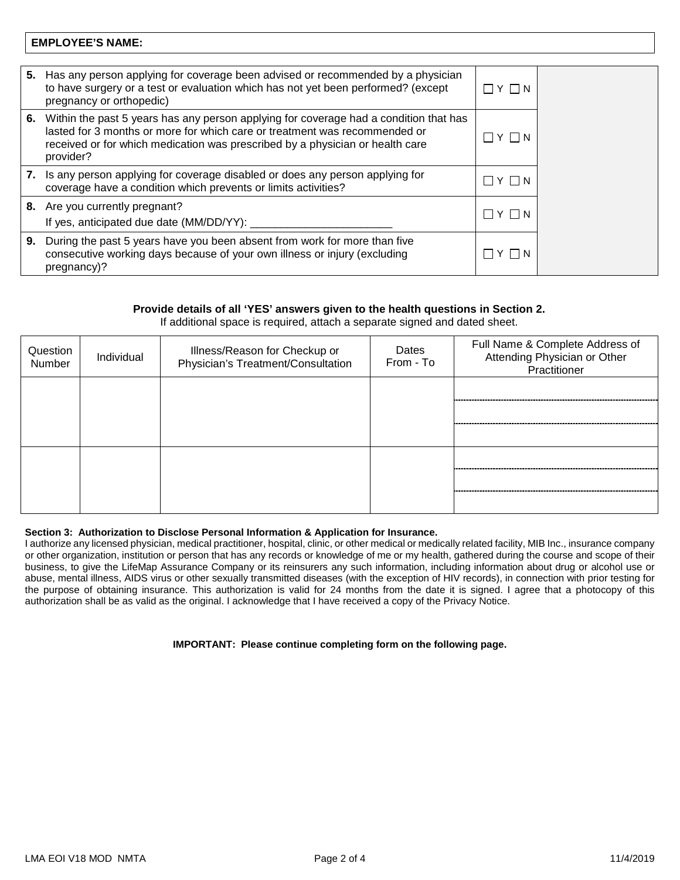**EMPLOYEE'S NAME:**

| | | |
|---|---|---|
| **5.** Has any person applying for coverage been advised or recommended by a physician to have surgery or a test or evaluation which has not yet been performed? (except pregnancy or orthopedic) | ☐ Y ☐ N | |
| **6.** Within the past 5 years has any person applying for coverage had a condition that has lasted for 3 months or more for which care or treatment was recommended or received or for which medication was prescribed by a physician or health care provider? | ☐ Y ☐ N | |
| **7.** Is any person applying for coverage disabled or does any person applying for coverage have a condition which prevents or limits activities? | ☐ Y ☐ N | |
| **8.** Are you currently pregnant? If yes, anticipated due date (MM/DD/YY): _______________________ | ☐ Y ☐ N | |
| **9.** During the past 5 years have you been absent from work for more than five consecutive working days because of your own illness or injury (excluding pregnancy)? | ☐ Y ☐ N | |

**Provide details of all 'YES' answers given to the health questions in Section 2.**
If additional space is required, attach a separate signed and dated sheet.

| Question Number | Individual | Illness/Reason for Checkup or Physician's Treatment/Consultation | Dates From - To | Full Name & Complete Address of Attending Physician or Other Practitioner |
|---|---|---|---|---|
| | | | | |
| | | | | |

**Section 3: Authorization to Disclose Personal Information & Application for Insurance.**
I authorize any licensed physician, medical practitioner, hospital, clinic, or other medical or medically related facility, MIB Inc., insurance company or other organization, institution or person that has any records or knowledge of me or my health, gathered during the course and scope of their business, to give the LifeMap Assurance Company or its reinsurers any such information, including information about drug or alcohol use or abuse, mental illness, AIDS virus or other sexually transmitted diseases (with the exception of HIV records), in connection with prior testing for the purpose of obtaining insurance. This authorization is valid for 24 months from the date it is signed. I agree that a photocopy of this authorization shall be as valid as the original. I acknowledge that I have received a copy of the Privacy Notice.

**IMPORTANT: Please continue completing form on the following page.**

LMA EOI V18 MOD NMTA 11/4/2019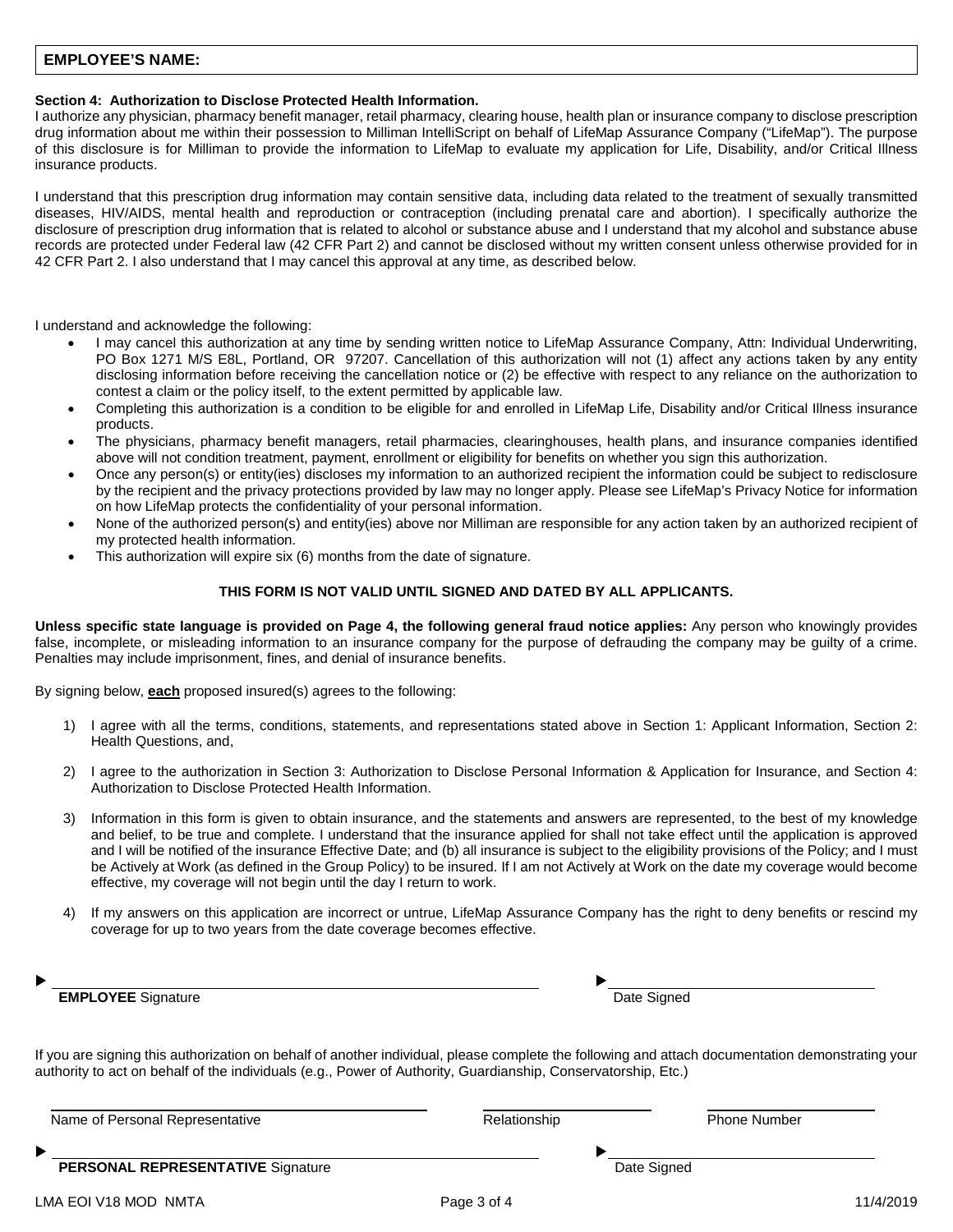**EMPLOYEE'S NAME:**

**Section 4: Authorization to Disclose Protected Health Information.**

I authorize any physician, pharmacy benefit manager, retail pharmacy, clearing house, health plan or insurance company to disclose prescription drug information about me within their possession to Milliman IntelliScript on behalf of LifeMap Assurance Company ("LifeMap"). The purpose of this disclosure is for Milliman to provide the information to LifeMap to evaluate my application for Life, Disability, and/or Critical Illness insurance products.

I understand that this prescription drug information may contain sensitive data, including data related to the treatment of sexually transmitted diseases, HIV/AIDS, mental health and reproduction or contraception (including prenatal care and abortion). I specifically authorize the disclosure of prescription drug information that is related to alcohol or substance abuse and I understand that my alcohol and substance abuse records are protected under Federal law (42 CFR Part 2) and cannot be disclosed without my written consent unless otherwise provided for in 42 CFR Part 2. I also understand that I may cancel this approval at any time, as described below.

I understand and acknowledge the following:

- I may cancel this authorization at any time by sending written notice to LifeMap Assurance Company, Attn: Individual Underwriting, PO Box 1271 M/S E8L, Portland, OR 97207. Cancellation of this authorization will not (1) affect any actions taken by any entity disclosing information before receiving the cancellation notice or (2) be effective with respect to any reliance on the authorization to contest a claim or the policy itself, to the extent permitted by applicable law.
- Completing this authorization is a condition to be eligible for and enrolled in LifeMap Life, Disability and/or Critical Illness insurance products.
- The physicians, pharmacy benefit managers, retail pharmacies, clearinghouses, health plans, and insurance companies identified above will not condition treatment, payment, enrollment or eligibility for benefits on whether you sign this authorization.
- Once any person(s) or entity(ies) discloses my information to an authorized recipient the information could be subject to redisclosure by the recipient and the privacy protections provided by law may no longer apply. Please see LifeMap's Privacy Notice for information on how LifeMap protects the confidentiality of your personal information.
- None of the authorized person(s) and entity(ies) above nor Milliman are responsible for any action taken by an authorized recipient of my protected health information.
- This authorization will expire six (6) months from the date of signature.

**THIS FORM IS NOT VALID UNTIL SIGNED AND DATED BY ALL APPLICANTS.**

**Unless specific state language is provided on Page 4, the following general fraud notice applies:** Any person who knowingly provides false, incomplete, or misleading information to an insurance company for the purpose of defrauding the company may be guilty of a crime. Penalties may include imprisonment, fines, and denial of insurance benefits.

By signing below, **each** proposed insured(s) agrees to the following:

1) I agree with all the terms, conditions, statements, and representations stated above in Section 1: Applicant Information, Section 2: Health Questions, and,
2) I agree to the authorization in Section 3: Authorization to Disclose Personal Information & Application for Insurance, and Section 4: Authorization to Disclose Protected Health Information.
3) Information in this form is given to obtain insurance, and the statements and answers are represented, to the best of my knowledge and belief, to be true and complete. I understand that the insurance applied for shall not take effect until the application is approved and I will be notified of the insurance Effective Date; and (b) all insurance is subject to the eligibility provisions of the Policy; and I must be Actively at Work (as defined in the Group Policy) to be insured. If I am not Actively at Work on the date my coverage would become effective, my coverage will not begin until the day I return to work.
4) If my answers on this application are incorrect or untrue, LifeMap Assurance Company has the right to deny benefits or rescind my coverage for up to two years from the date coverage becomes effective.

▶ ______________________________ **EMPLOYEE** Signature

▶ ______________________________ Date Signed

If you are signing this authorization on behalf of another individual, please complete the following and attach documentation demonstrating your authority to act on behalf of the individuals (e.g., Power of Authority, Guardianship, Conservatorship, Etc.)

______________________________ Name of Personal Representative

______________________________ Relationship

______________________________ Phone Number

▶ ______________________________ **PERSONAL REPRESENTATIVE** Signature

▶ ______________________________ Date Signed

LMA EOI V18 MOD NMTA 11/4/2019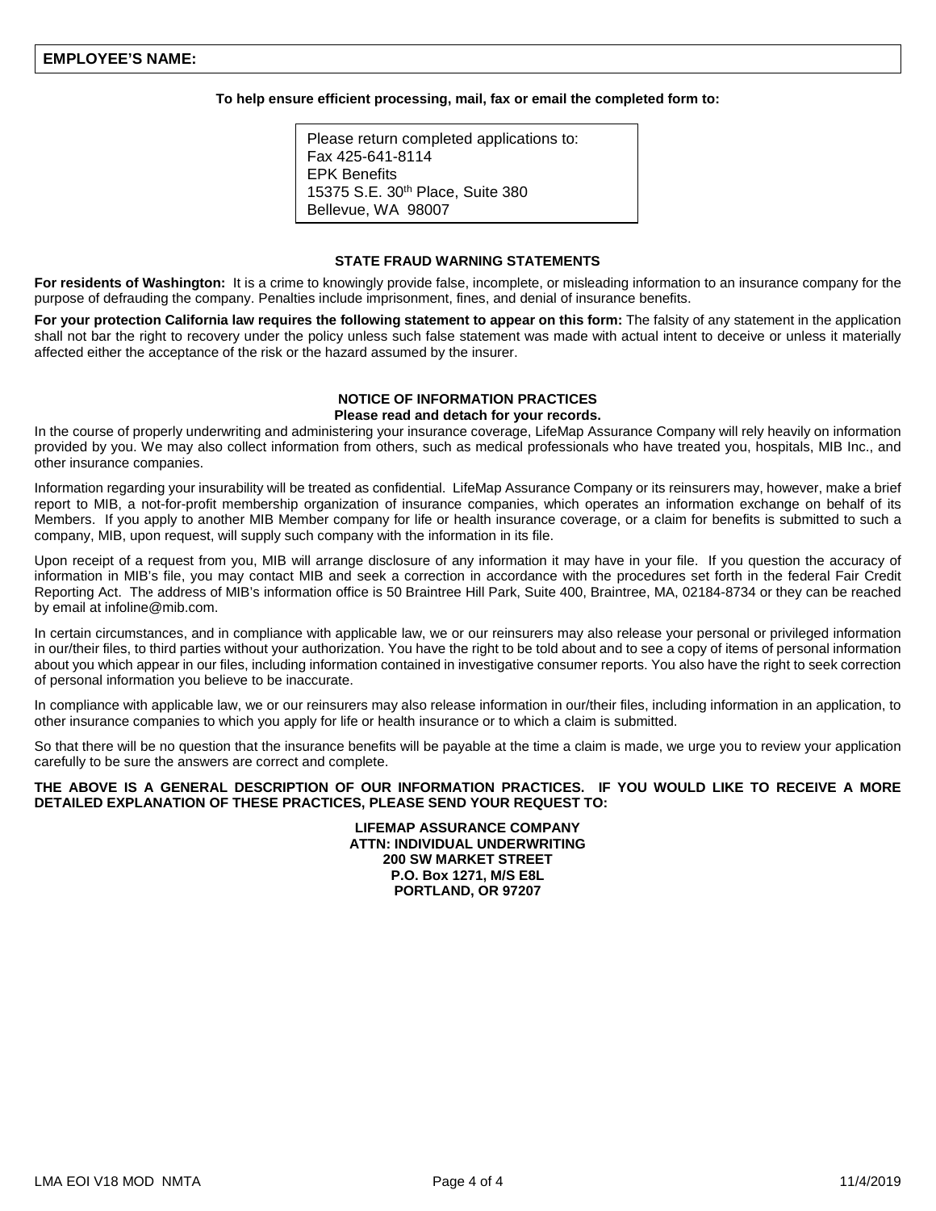**EMPLOYEE'S NAME:**

**To help ensure efficient processing, mail, fax or email the completed form to:**

Please return completed applications to:
Fax 425-641-8114
EPK Benefits
15375 S.E. 30th Place, Suite 380
Bellevue, WA 98007

### STATE FRAUD WARNING STATEMENTS

**For residents of Washington:** It is a crime to knowingly provide false, incomplete, or misleading information to an insurance company for the purpose of defrauding the company. Penalties include imprisonment, fines, and denial of insurance benefits.

**For your protection California law requires the following statement to appear on this form:** The falsity of any statement in the application shall not bar the right to recovery under the policy unless such false statement was made with actual intent to deceive or unless it materially affected either the acceptance of the risk or the hazard assumed by the insurer.

### NOTICE OF INFORMATION PRACTICES

**Please read and detach for your records.**

In the course of properly underwriting and administering your insurance coverage, LifeMap Assurance Company will rely heavily on information provided by you. We may also collect information from others, such as medical professionals who have treated you, hospitals, MIB Inc., and other insurance companies.

Information regarding your insurability will be treated as confidential. LifeMap Assurance Company or its reinsurers may, however, make a brief report to MIB, a not-for-profit membership organization of insurance companies, which operates an information exchange on behalf of its Members. If you apply to another MIB Member company for life or health insurance coverage, or a claim for benefits is submitted to such a company, MIB, upon request, will supply such company with the information in its file.

Upon receipt of a request from you, MIB will arrange disclosure of any information it may have in your file. If you question the accuracy of information in MIB's file, you may contact MIB and seek a correction in accordance with the procedures set forth in the federal Fair Credit Reporting Act. The address of MIB's information office is 50 Braintree Hill Park, Suite 400, Braintree, MA, 02184-8734 or they can be reached by email at infoline@mib.com.

In certain circumstances, and in compliance with applicable law, we or our reinsurers may also release your personal or privileged information in our/their files, to third parties without your authorization. You have the right to be told about and to see a copy of items of personal information about you which appear in our files, including information contained in investigative consumer reports. You also have the right to seek correction of personal information you believe to be inaccurate.

In compliance with applicable law, we or our reinsurers may also release information in our/their files, including information in an application, to other insurance companies to which you apply for life or health insurance or to which a claim is submitted.

So that there will be no question that the insurance benefits will be payable at the time a claim is made, we urge you to review your application carefully to be sure the answers are correct and complete.

**THE ABOVE IS A GENERAL DESCRIPTION OF OUR INFORMATION PRACTICES. IF YOU WOULD LIKE TO RECEIVE A MORE DETAILED EXPLANATION OF THESE PRACTICES, PLEASE SEND YOUR REQUEST TO:**

**LIFEMAP ASSURANCE COMPANY**
**ATTN: INDIVIDUAL UNDERWRITING**
**200 SW MARKET STREET**
**P.O. Box 1271, M/S E8L**
**PORTLAND, OR 97207**

LMA EOI V18 MOD NMTA 11/4/2019